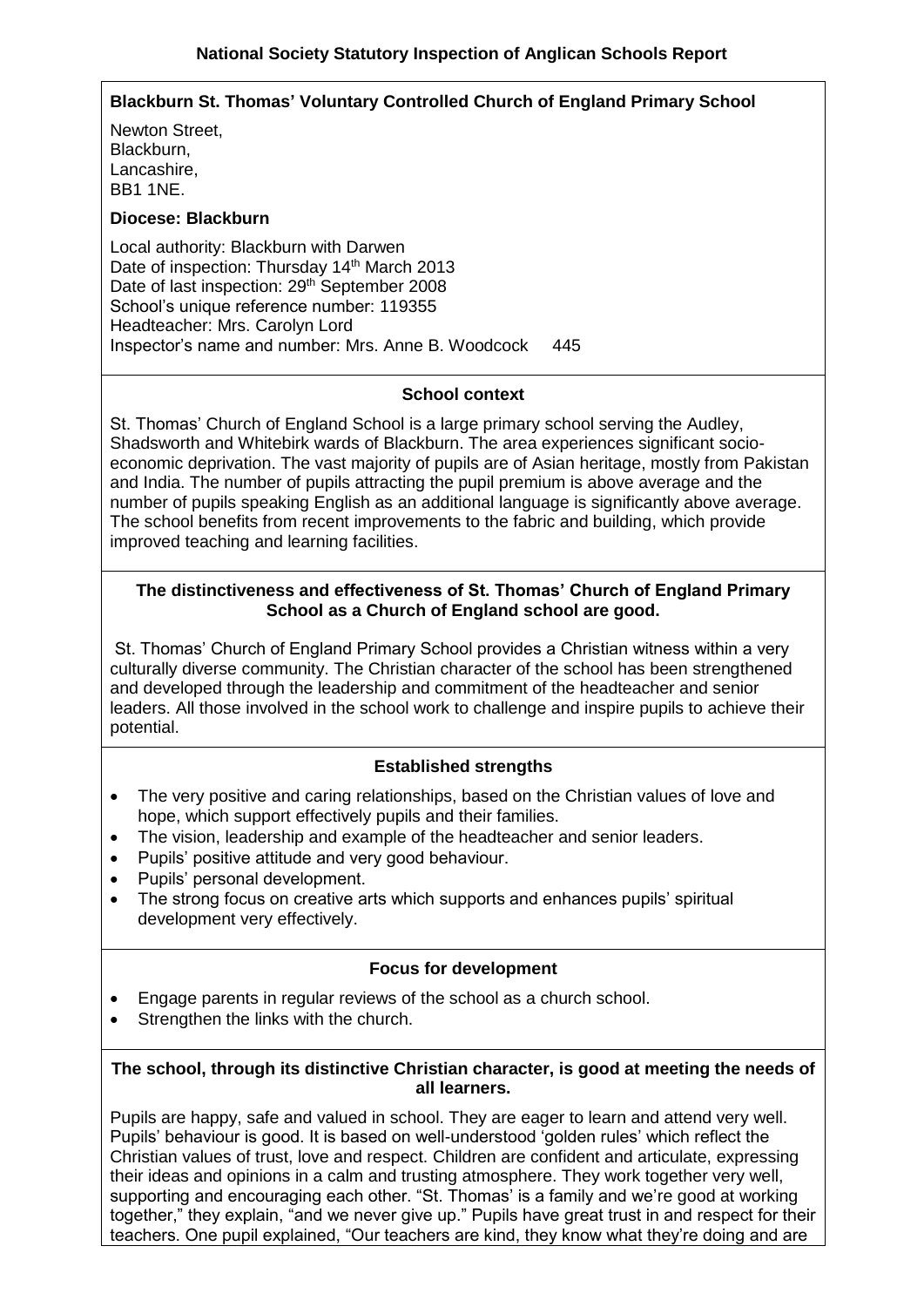# National Society Statutory Inspection of Anglican Schools Report

**Blackburn St. Thomas' Voluntary Controlled Church of England Primary School**

Newton Street,
Blackburn,
Lancashire,
BB1 1NE.

**Diocese: Blackburn**

Local authority: Blackburn with Darwen
Date of inspection: Thursday 14th March 2013
Date of last inspection: 29th September 2008
School's unique reference number: 119355
Headteacher: Mrs. Carolyn Lord
Inspector's name and number: Mrs. Anne B. Woodcock 445

## School context

St. Thomas' Church of England School is a large primary school serving the Audley, Shadsworth and Whitebirk wards of Blackburn. The area experiences significant socio-economic deprivation. The vast majority of pupils are of Asian heritage, mostly from Pakistan and India. The number of pupils attracting the pupil premium is above average and the number of pupils speaking English as an additional language is significantly above average. The school benefits from recent improvements to the fabric and building, which provide improved teaching and learning facilities.

## The distinctiveness and effectiveness of St. Thomas' Church of England Primary School as a Church of England school are good.

St. Thomas' Church of England Primary School provides a Christian witness within a very culturally diverse community. The Christian character of the school has been strengthened and developed through the leadership and commitment of the headteacher and senior leaders. All those involved in the school work to challenge and inspire pupils to achieve their potential.

## Established strengths

- The very positive and caring relationships, based on the Christian values of love and hope, which support effectively pupils and their families.
- The vision, leadership and example of the headteacher and senior leaders.
- Pupils' positive attitude and very good behaviour.
- Pupils' personal development.
- The strong focus on creative arts which supports and enhances pupils' spiritual development very effectively.

## Focus for development

- Engage parents in regular reviews of the school as a church school.
- Strengthen the links with the church.

## The school, through its distinctive Christian character, is good at meeting the needs of all learners.

Pupils are happy, safe and valued in school. They are eager to learn and attend very well. Pupils' behaviour is good. It is based on well-understood 'golden rules' which reflect the Christian values of trust, love and respect. Children are confident and articulate, expressing their ideas and opinions in a calm and trusting atmosphere. They work together very well, supporting and encouraging each other. "St. Thomas' is a family and we're good at working together," they explain, "and we never give up." Pupils have great trust in and respect for their teachers. One pupil explained, "Our teachers are kind, they know what they're doing and are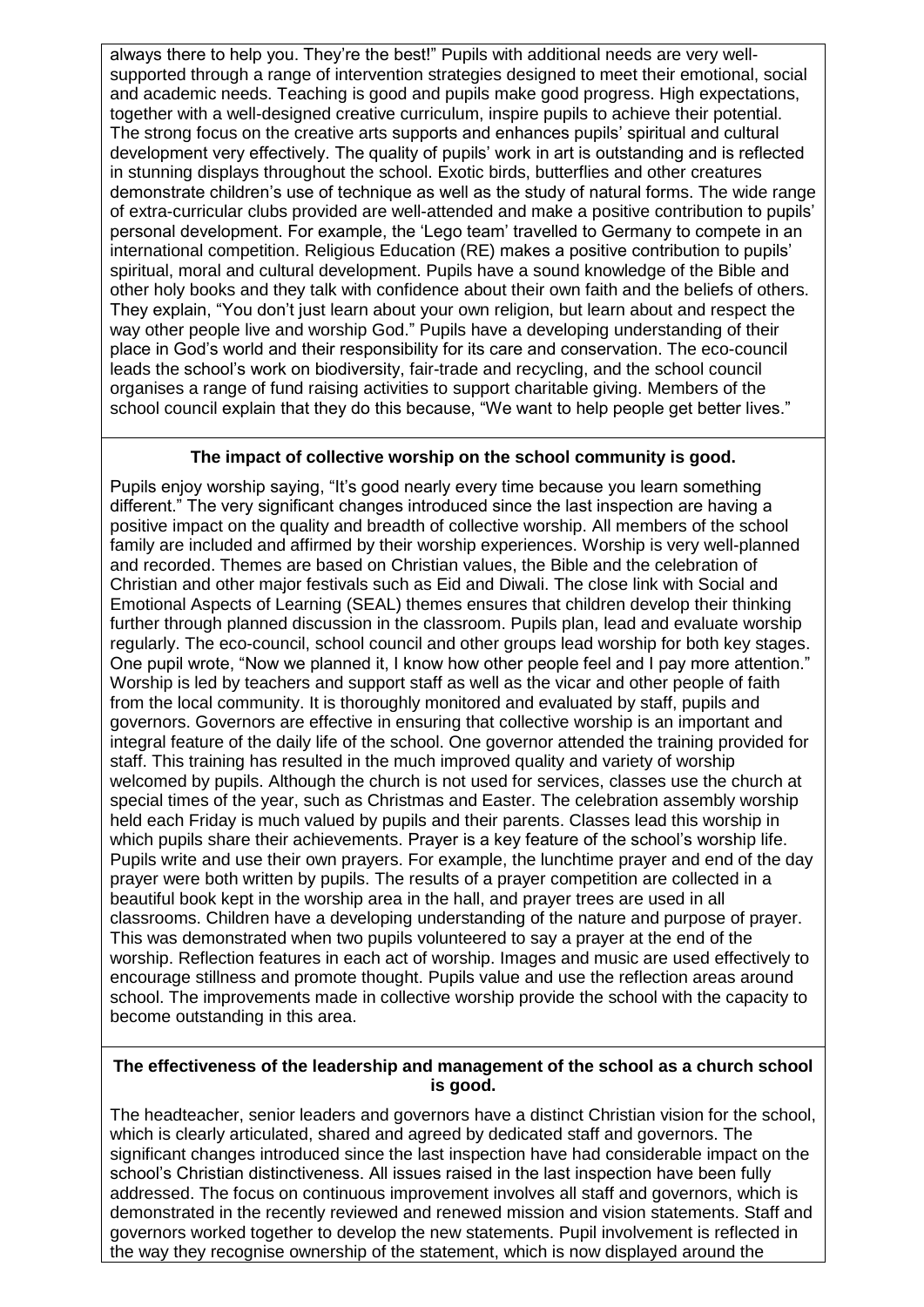always there to help you. They're the best!" Pupils with additional needs are very well-supported through a range of intervention strategies designed to meet their emotional, social and academic needs. Teaching is good and pupils make good progress. High expectations, together with a well-designed creative curriculum, inspire pupils to achieve their potential. The strong focus on the creative arts supports and enhances pupils' spiritual and cultural development very effectively. The quality of pupils' work in art is outstanding and is reflected in stunning displays throughout the school. Exotic birds, butterflies and other creatures demonstrate children's use of technique as well as the study of natural forms. The wide range of extra-curricular clubs provided are well-attended and make a positive contribution to pupils' personal development. For example, the 'Lego team' travelled to Germany to compete in an international competition. Religious Education (RE) makes a positive contribution to pupils' spiritual, moral and cultural development. Pupils have a sound knowledge of the Bible and other holy books and they talk with confidence about their own faith and the beliefs of others. They explain, "You don't just learn about your own religion, but learn about and respect the way other people live and worship God." Pupils have a developing understanding of their place in God's world and their responsibility for its care and conservation. The eco-council leads the school's work on biodiversity, fair-trade and recycling, and the school council organises a range of fund raising activities to support charitable giving. Members of the school council explain that they do this because, "We want to help people get better lives."

**The impact of collective worship on the school community is good.**

Pupils enjoy worship saying, "It's good nearly every time because you learn something different." The very significant changes introduced since the last inspection are having a positive impact on the quality and breadth of collective worship. All members of the school family are included and affirmed by their worship experiences. Worship is very well-planned and recorded. Themes are based on Christian values, the Bible and the celebration of Christian and other major festivals such as Eid and Diwali. The close link with Social and Emotional Aspects of Learning (SEAL) themes ensures that children develop their thinking further through planned discussion in the classroom. Pupils plan, lead and evaluate worship regularly. The eco-council, school council and other groups lead worship for both key stages. One pupil wrote, "Now we planned it, I know how other people feel and I pay more attention." Worship is led by teachers and support staff as well as the vicar and other people of faith from the local community. It is thoroughly monitored and evaluated by staff, pupils and governors. Governors are effective in ensuring that collective worship is an important and integral feature of the daily life of the school. One governor attended the training provided for staff. This training has resulted in the much improved quality and variety of worship welcomed by pupils. Although the church is not used for services, classes use the church at special times of the year, such as Christmas and Easter. The celebration assembly worship held each Friday is much valued by pupils and their parents. Classes lead this worship in which pupils share their achievements. Prayer is a key feature of the school's worship life. Pupils write and use their own prayers. For example, the lunchtime prayer and end of the day prayer were both written by pupils. The results of a prayer competition are collected in a beautiful book kept in the worship area in the hall, and prayer trees are used in all classrooms. Children have a developing understanding of the nature and purpose of prayer. This was demonstrated when two pupils volunteered to say a prayer at the end of the worship. Reflection features in each act of worship. Images and music are used effectively to encourage stillness and promote thought. Pupils value and use the reflection areas around school. The improvements made in collective worship provide the school with the capacity to become outstanding in this area.

**The effectiveness of the leadership and management of the school as a church school is good.**

The headteacher, senior leaders and governors have a distinct Christian vision for the school, which is clearly articulated, shared and agreed by dedicated staff and governors. The significant changes introduced since the last inspection have had considerable impact on the school's Christian distinctiveness. All issues raised in the last inspection have been fully addressed. The focus on continuous improvement involves all staff and governors, which is demonstrated in the recently reviewed and renewed mission and vision statements. Staff and governors worked together to develop the new statements. Pupil involvement is reflected in the way they recognise ownership of the statement, which is now displayed around the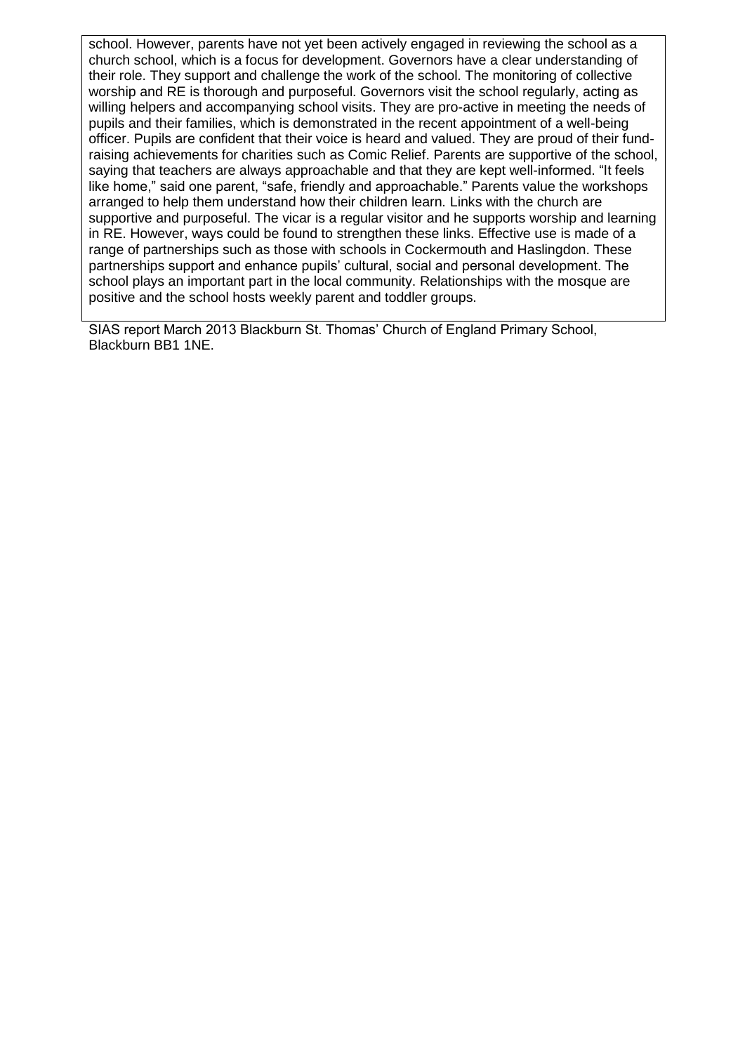school. However, parents have not yet been actively engaged in reviewing the school as a church school, which is a focus for development. Governors have a clear understanding of their role. They support and challenge the work of the school. The monitoring of collective worship and RE is thorough and purposeful. Governors visit the school regularly, acting as willing helpers and accompanying school visits. They are pro-active in meeting the needs of pupils and their families, which is demonstrated in the recent appointment of a well-being officer. Pupils are confident that their voice is heard and valued. They are proud of their fund-raising achievements for charities such as Comic Relief. Parents are supportive of the school, saying that teachers are always approachable and that they are kept well-informed. "It feels like home," said one parent, "safe, friendly and approachable." Parents value the workshops arranged to help them understand how their children learn. Links with the church are supportive and purposeful. The vicar is a regular visitor and he supports worship and learning in RE. However, ways could be found to strengthen these links. Effective use is made of a range of partnerships such as those with schools in Cockermouth and Haslingdon. These partnerships support and enhance pupils' cultural, social and personal development. The school plays an important part in the local community. Relationships with the mosque are positive and the school hosts weekly parent and toddler groups.

SIAS report March 2013 Blackburn St. Thomas' Church of England Primary School, Blackburn BB1 1NE.